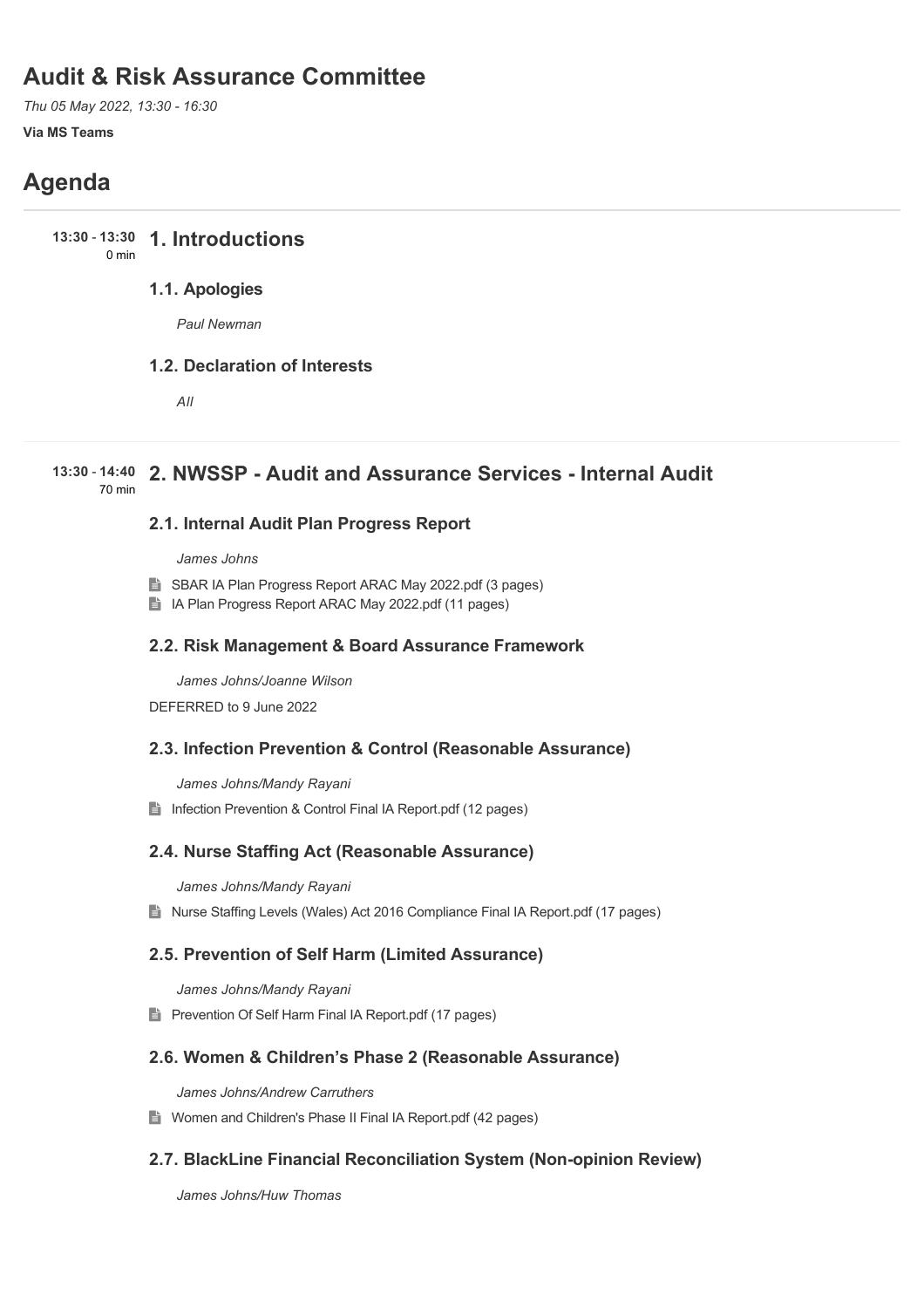# Audit & Risk Assurance Committee

*Thu 05 May 2022, 13:30 - 16:30*

**Via MS Teams**

## Agenda

**13:30 - 13:30**
0 min

### 1. Introductions

#### 1.1. Apologies

*Paul Newman*

#### 1.2. Declaration of Interests

*All*

**13:30 - 14:40**
70 min

### 2. NWSSP - Audit and Assurance Services - Internal Audit

#### 2.1. Internal Audit Plan Progress Report

*James Johns*

- SBAR IA Plan Progress Report ARAC May 2022.pdf (3 pages)
- IA Plan Progress Report ARAC May 2022.pdf (11 pages)

#### 2.2. Risk Management & Board Assurance Framework

*James Johns/Joanne Wilson*

DEFERRED to 9 June 2022

#### 2.3. Infection Prevention & Control (Reasonable Assurance)

*James Johns/Mandy Rayani*

- Infection Prevention & Control Final IA Report.pdf (12 pages)

#### 2.4. Nurse Staffing Act (Reasonable Assurance)

*James Johns/Mandy Rayani*

- Nurse Staffing Levels (Wales) Act 2016 Compliance Final IA Report.pdf (17 pages)

#### 2.5. Prevention of Self Harm (Limited Assurance)

*James Johns/Mandy Rayani*

- Prevention Of Self Harm Final IA Report.pdf (17 pages)

#### 2.6. Women & Children's Phase 2 (Reasonable Assurance)

*James Johns/Andrew Carruthers*

- Women and Children's Phase II Final IA Report.pdf (42 pages)

#### 2.7. BlackLine Financial Reconciliation System (Non-opinion Review)

*James Johns/Huw Thomas*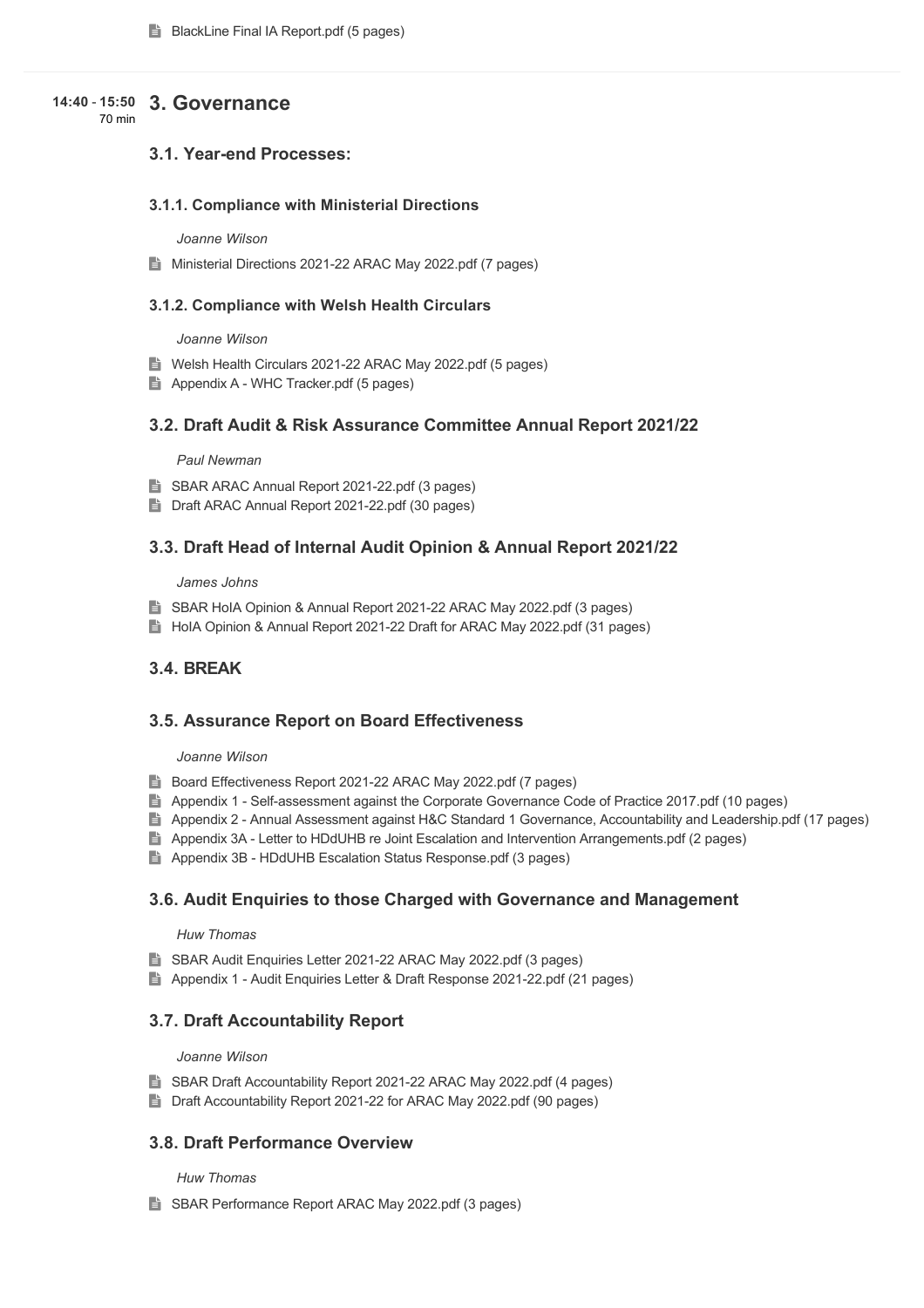BlackLine Final IA Report.pdf (5 pages)

---

**14:40 - 15:50** 70 min

## 3. Governance

### 3.1. Year-end Processes:

#### 3.1.1. Compliance with Ministerial Directions

*Joanne Wilson*

Ministerial Directions 2021-22 ARAC May 2022.pdf (7 pages)

#### 3.1.2. Compliance with Welsh Health Circulars

*Joanne Wilson*

Welsh Health Circulars 2021-22 ARAC May 2022.pdf (5 pages)

Appendix A - WHC Tracker.pdf (5 pages)

### 3.2. Draft Audit & Risk Assurance Committee Annual Report 2021/22

*Paul Newman*

SBAR ARAC Annual Report 2021-22.pdf (3 pages)

Draft ARAC Annual Report 2021-22.pdf (30 pages)

### 3.3. Draft Head of Internal Audit Opinion & Annual Report 2021/22

*James Johns*

SBAR HoIA Opinion & Annual Report 2021-22 ARAC May 2022.pdf (3 pages)

HoIA Opinion & Annual Report 2021-22 Draft for ARAC May 2022.pdf (31 pages)

### 3.4. BREAK

### 3.5. Assurance Report on Board Effectiveness

*Joanne Wilson*

Board Effectiveness Report 2021-22 ARAC May 2022.pdf (7 pages)

Appendix 1 - Self-assessment against the Corporate Governance Code of Practice 2017.pdf (10 pages)

Appendix 2 - Annual Assessment against H&C Standard 1 Governance, Accountability and Leadership.pdf (17 pages)

Appendix 3A - Letter to HDdUHB re Joint Escalation and Intervention Arrangements.pdf (2 pages)

Appendix 3B - HDdUHB Escalation Status Response.pdf (3 pages)

### 3.6. Audit Enquiries to those Charged with Governance and Management

*Huw Thomas*

SBAR Audit Enquiries Letter 2021-22 ARAC May 2022.pdf (3 pages)

Appendix 1 - Audit Enquiries Letter & Draft Response 2021-22.pdf (21 pages)

### 3.7. Draft Accountability Report

*Joanne Wilson*

SBAR Draft Accountability Report 2021-22 ARAC May 2022.pdf (4 pages)

Draft Accountability Report 2021-22 for ARAC May 2022.pdf (90 pages)

### 3.8. Draft Performance Overview

*Huw Thomas*

SBAR Performance Report ARAC May 2022.pdf (3 pages)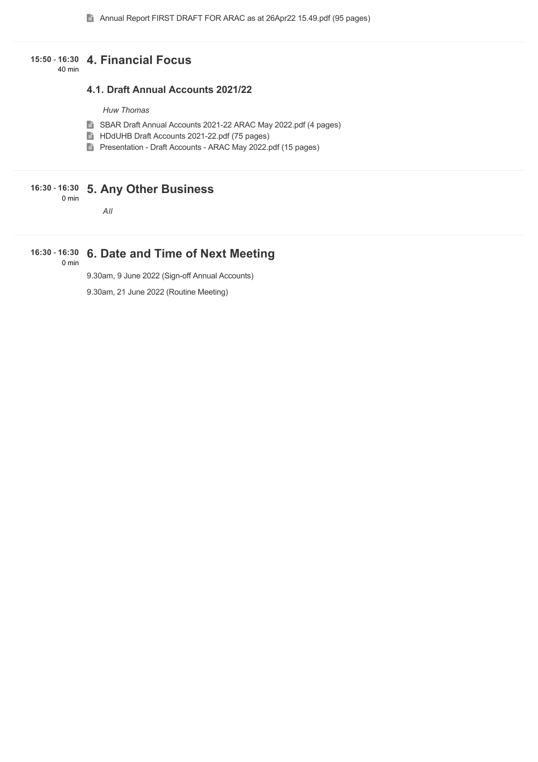Annual Report FIRST DRAFT FOR ARAC as at 26Apr22 15.49.pdf (95 pages)

15:50 - 16:30
40 min

## 4. Financial Focus

### 4.1. Draft Annual Accounts 2021/22

*Huw Thomas*

- SBAR Draft Annual Accounts 2021-22 ARAC May 2022.pdf (4 pages)
- HDdUHB Draft Accounts 2021-22.pdf (75 pages)
- Presentation - Draft Accounts - ARAC May 2022.pdf (15 pages)

16:30 - 16:30
0 min

## 5. Any Other Business

*All*

16:30 - 16:30
0 min

## 6. Date and Time of Next Meeting

9.30am, 9 June 2022 (Sign-off Annual Accounts)

9.30am, 21 June 2022 (Routine Meeting)